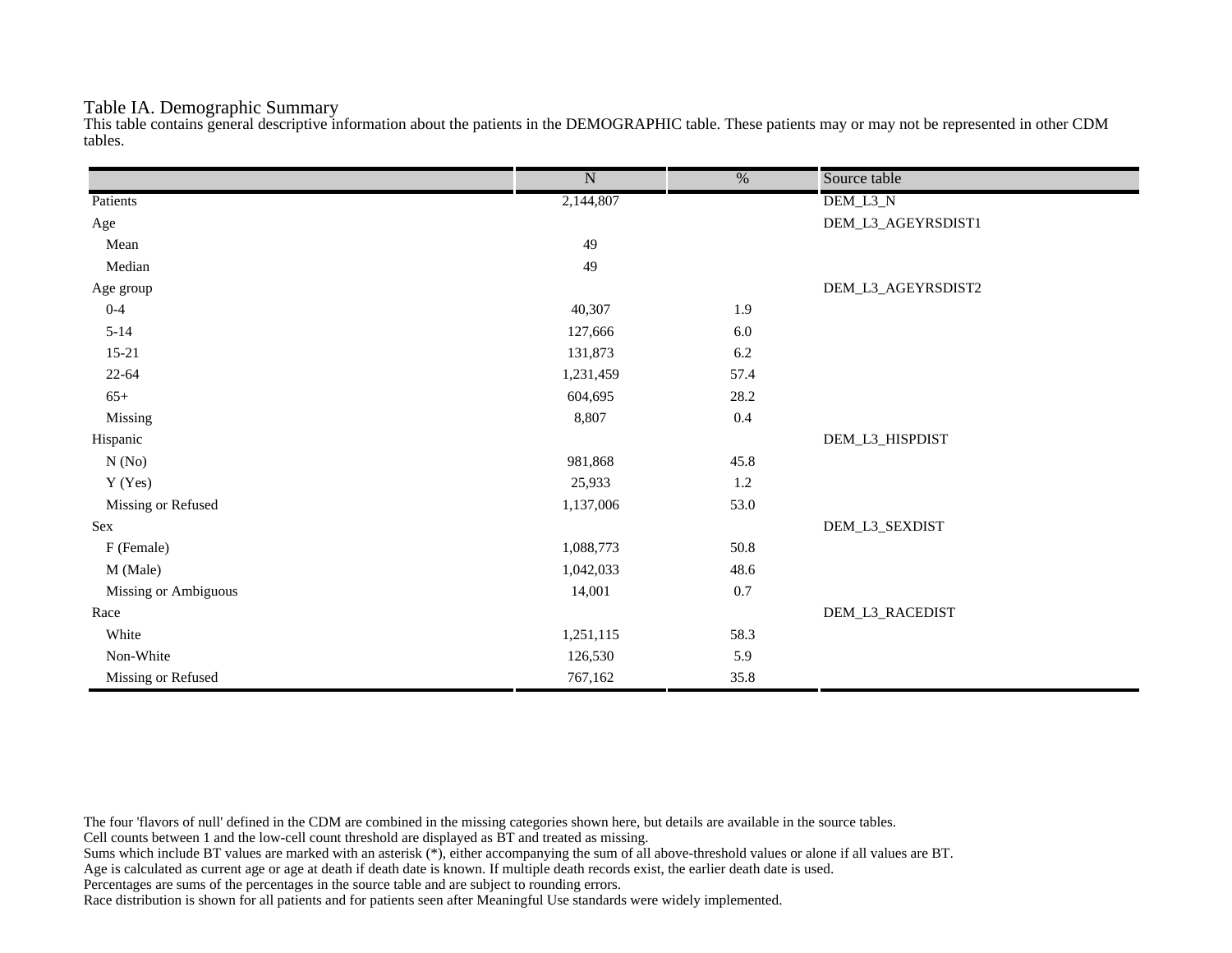# Table IA. Demographic Summary

This table contains general descriptive information about the patients in the DEMOGRAPHIC table. These patients may or may not be represented in other CDM tables.

| | N | % | Source table |
|---|---|---|---|
| Patients | 2,144,807 | | DEM_L3_N |
| Age | | | DEM_L3_AGEYRSDIST1 |
| Mean | 49 | | |
| Median | 49 | | |
| Age group | | | DEM_L3_AGEYRSDIST2 |
| 0-4 | 40,307 | 1.9 | |
| 5-14 | 127,666 | 6.0 | |
| 15-21 | 131,873 | 6.2 | |
| 22-64 | 1,231,459 | 57.4 | |
| 65+ | 604,695 | 28.2 | |
| Missing | 8,807 | 0.4 | |
| Hispanic | | | DEM_L3_HISPDIST |
| N (No) | 981,868 | 45.8 | |
| Y (Yes) | 25,933 | 1.2 | |
| Missing or Refused | 1,137,006 | 53.0 | |
| Sex | | | DEM_L3_SEXDIST |
| F (Female) | 1,088,773 | 50.8 | |
| M (Male) | 1,042,033 | 48.6 | |
| Missing or Ambiguous | 14,001 | 0.7 | |
| Race | | | DEM_L3_RACEDIST |
| White | 1,251,115 | 58.3 | |
| Non-White | 126,530 | 5.9 | |
| Missing or Refused | 767,162 | 35.8 | |

The four 'flavors of null' defined in the CDM are combined in the missing categories shown here, but details are available in the source tables.
Cell counts between 1 and the low-cell count threshold are displayed as BT and treated as missing.
Sums which include BT values are marked with an asterisk (*), either accompanying the sum of all above-threshold values or alone if all values are BT.
Age is calculated as current age or age at death if death date is known. If multiple death records exist, the earlier death date is used.
Percentages are sums of the percentages in the source table and are subject to rounding errors.
Race distribution is shown for all patients and for patients seen after Meaningful Use standards were widely implemented.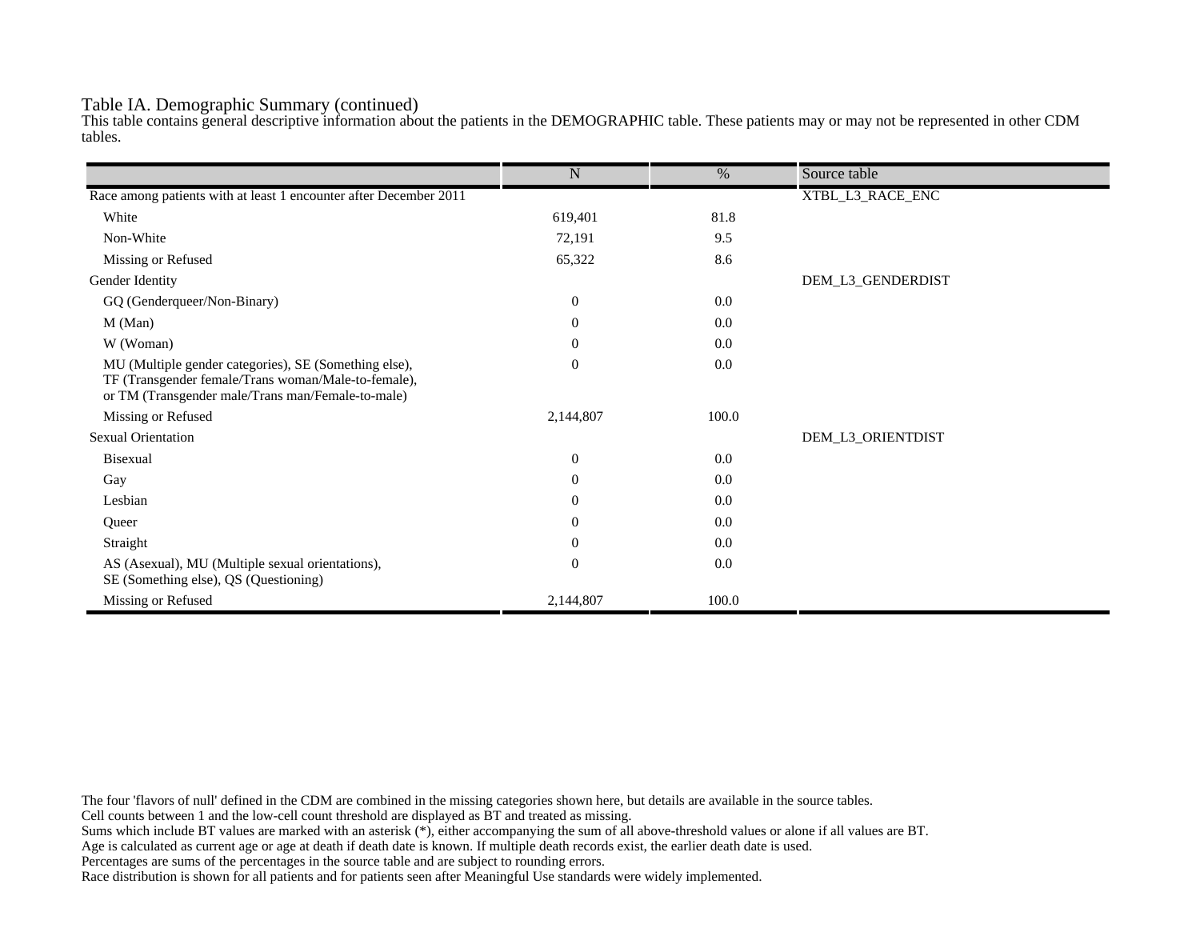Table IA. Demographic Summary (continued)

This table contains general descriptive information about the patients in the DEMOGRAPHIC table. These patients may or may not be represented in other CDM tables.

| | N | % | Source table |
|---|---|---|---|
| Race among patients with at least 1 encounter after December 2011 | | | XTBL_L3_RACE_ENC |
| White | 619,401 | 81.8 | |
| Non-White | 72,191 | 9.5 | |
| Missing or Refused | 65,322 | 8.6 | |
| Gender Identity | | | DEM_L3_GENDERDIST |
| GQ (Genderqueer/Non-Binary) | 0 | 0.0 | |
| M (Man) | 0 | 0.0 | |
| W (Woman) | 0 | 0.0 | |
| MU (Multiple gender categories), SE (Something else), TF (Transgender female/Trans woman/Male-to-female), or TM (Transgender male/Trans man/Female-to-male) | 0 | 0.0 | |
| Missing or Refused | 2,144,807 | 100.0 | |
| Sexual Orientation | | | DEM_L3_ORIENTDIST |
| Bisexual | 0 | 0.0 | |
| Gay | 0 | 0.0 | |
| Lesbian | 0 | 0.0 | |
| Queer | 0 | 0.0 | |
| Straight | 0 | 0.0 | |
| AS (Asexual), MU (Multiple sexual orientations), SE (Something else), QS (Questioning) | 0 | 0.0 | |
| Missing or Refused | 2,144,807 | 100.0 | |

The four 'flavors of null' defined in the CDM are combined in the missing categories shown here, but details are available in the source tables.
Cell counts between 1 and the low-cell count threshold are displayed as BT and treated as missing.
Sums which include BT values are marked with an asterisk (*), either accompanying the sum of all above-threshold values or alone if all values are BT.
Age is calculated as current age or age at death if death date is known. If multiple death records exist, the earlier death date is used.
Percentages are sums of the percentages in the source table and are subject to rounding errors.
Race distribution is shown for all patients and for patients seen after Meaningful Use standards were widely implemented.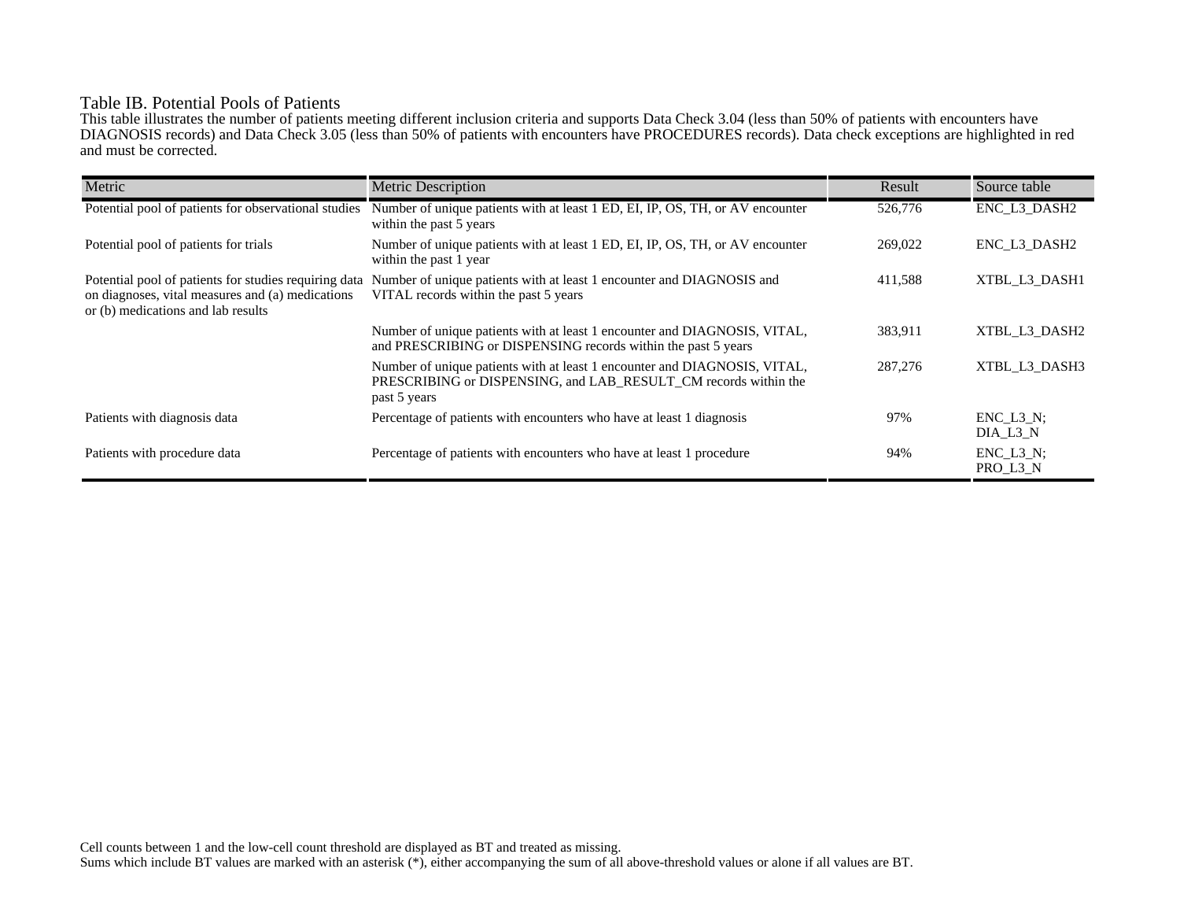## Table IB. Potential Pools of Patients

This table illustrates the number of patients meeting different inclusion criteria and supports Data Check 3.04 (less than 50% of patients with encounters have DIAGNOSIS records) and Data Check 3.05 (less than 50% of patients with encounters have PROCEDURES records). Data check exceptions are highlighted in red and must be corrected.

| Metric | Metric Description | Result | Source table |
|---|---|---|---|
| Potential pool of patients for observational studies | Number of unique patients with at least 1 ED, EI, IP, OS, TH, or AV encounter within the past 5 years | 526,776 | ENC_L3_DASH2 |
| Potential pool of patients for trials | Number of unique patients with at least 1 ED, EI, IP, OS, TH, or AV encounter within the past 1 year | 269,022 | ENC_L3_DASH2 |
| Potential pool of patients for studies requiring data on diagnoses, vital measures and (a) medications or (b) medications and lab results | Number of unique patients with at least 1 encounter and DIAGNOSIS and VITAL records within the past 5 years | 411,588 | XTBL_L3_DASH1 |
| | Number of unique patients with at least 1 encounter and DIAGNOSIS, VITAL, and PRESCRIBING or DISPENSING records within the past 5 years | 383,911 | XTBL_L3_DASH2 |
| | Number of unique patients with at least 1 encounter and DIAGNOSIS, VITAL, PRESCRIBING or DISPENSING, and LAB_RESULT_CM records within the past 5 years | 287,276 | XTBL_L3_DASH3 |
| Patients with diagnosis data | Percentage of patients with encounters who have at least 1 diagnosis | 97% | ENC_L3_N; DIA_L3_N |
| Patients with procedure data | Percentage of patients with encounters who have at least 1 procedure | 94% | ENC_L3_N; PRO_L3_N |

Cell counts between 1 and the low-cell count threshold are displayed as BT and treated as missing.
Sums which include BT values are marked with an asterisk (*), either accompanying the sum of all above-threshold values or alone if all values are BT.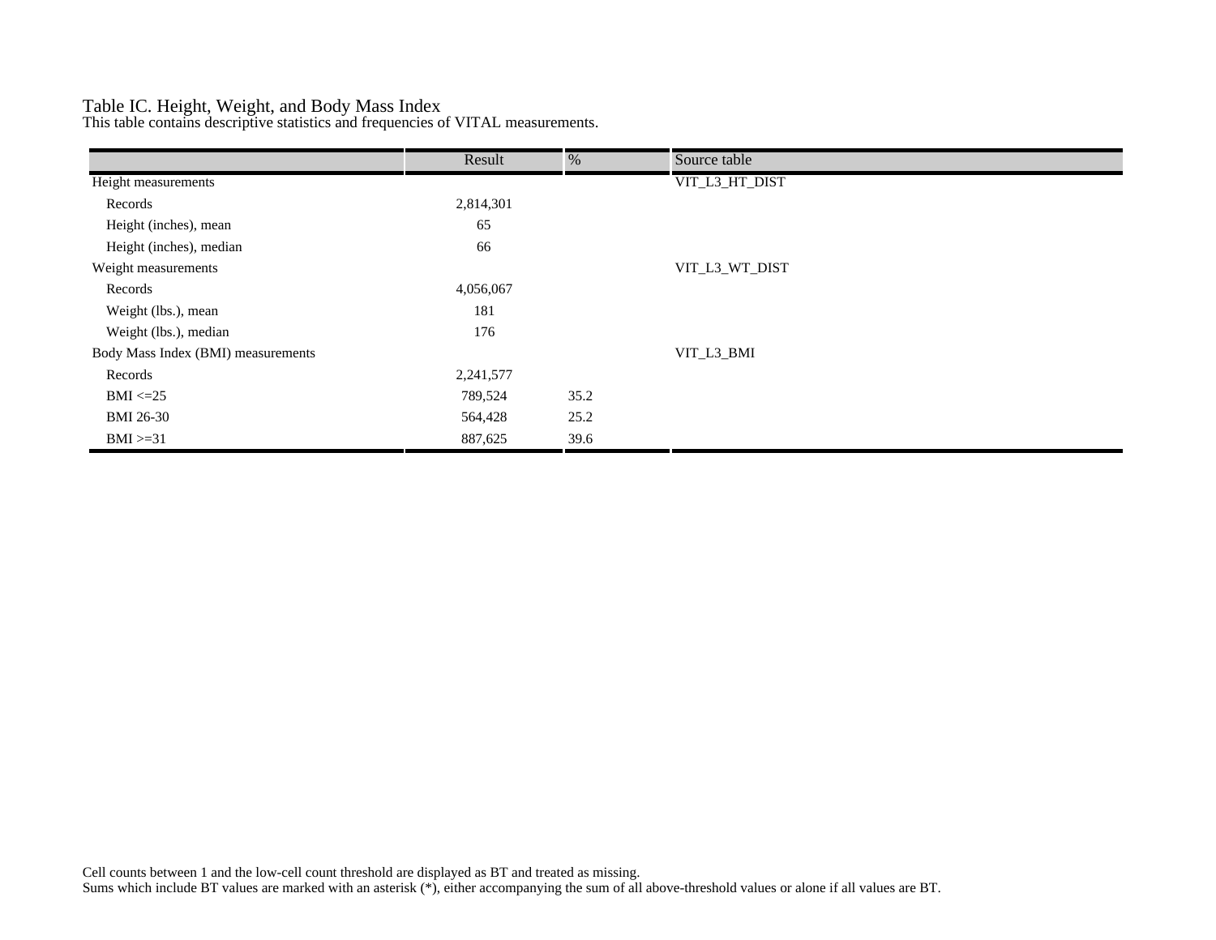Table IC. Height, Weight, and Body Mass Index

This table contains descriptive statistics and frequencies of VITAL measurements.

| | Result | % | Source table |
|---|---|---|---|
| Height measurements | | | VIT_L3_HT_DIST |
| Records | 2,814,301 | | |
| Height (inches), mean | 65 | | |
| Height (inches), median | 66 | | |
| Weight measurements | | | VIT_L3_WT_DIST |
| Records | 4,056,067 | | |
| Weight (lbs.), mean | 181 | | |
| Weight (lbs.), median | 176 | | |
| Body Mass Index (BMI) measurements | | | VIT_L3_BMI |
| Records | 2,241,577 | | |
| BMI <=25 | 789,524 | 35.2 | |
| BMI 26-30 | 564,428 | 25.2 | |
| BMI >=31 | 887,625 | 39.6 | |

Cell counts between 1 and the low-cell count threshold are displayed as BT and treated as missing.
Sums which include BT values are marked with an asterisk (*), either accompanying the sum of all above-threshold values or alone if all values are BT.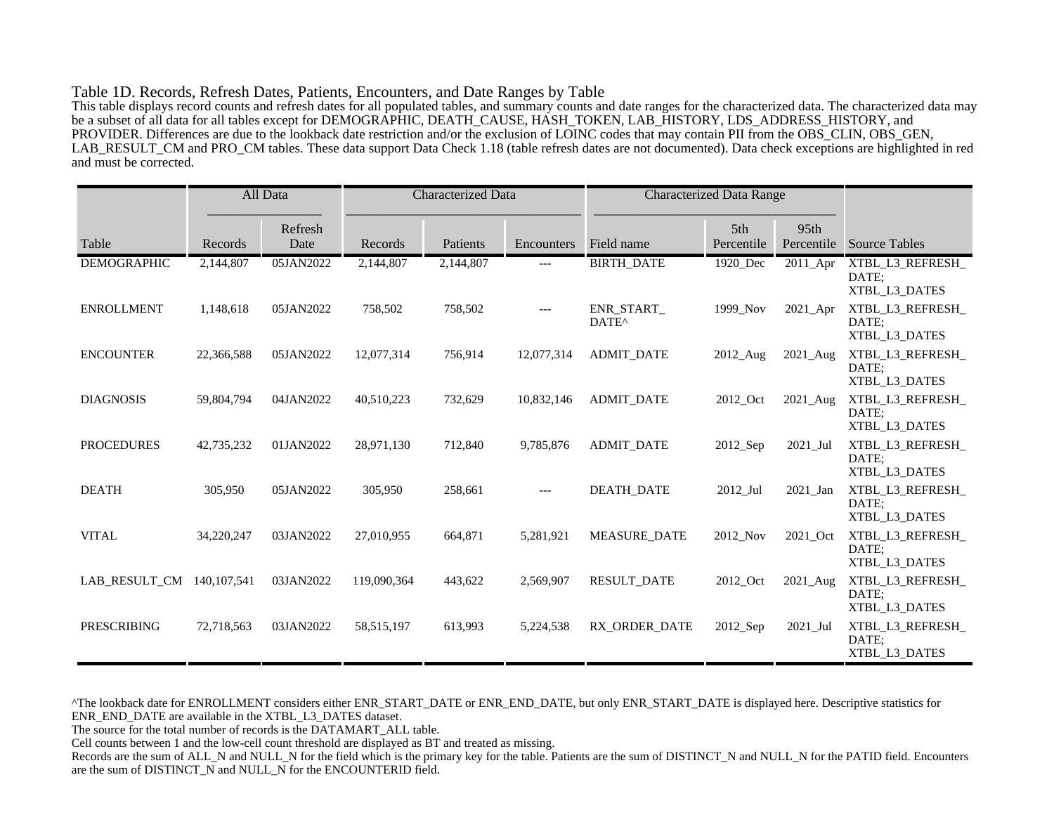## Table 1D. Records, Refresh Dates, Patients, Encounters, and Date Ranges by Table

This table displays record counts and refresh dates for all populated tables, and summary counts and date ranges for the characterized data. The characterized data may be a subset of all data for all tables except for DEMOGRAPHIC, DEATH_CAUSE, HASH_TOKEN, LAB_HISTORY, LDS_ADDRESS_HISTORY, and PROVIDER. Differences are due to the lookback date restriction and/or the exclusion of LOINC codes that may contain PII from the OBS_CLIN, OBS_GEN, LAB_RESULT_CM and PRO_CM tables. These data support Data Check 1.18 (table refresh dates are not documented). Data check exceptions are highlighted in red and must be corrected.

| | All Data | | Characterized Data | | | Characterized Data Range | | | |
|---|---|---|---|---|---|---|---|---|---|
| Table | Records | Refresh Date | Records | Patients | Encounters | Field name | 5th Percentile | 95th Percentile | Source Tables |
| DEMOGRAPHIC | 2,144,807 | 05JAN2022 | 2,144,807 | 2,144,807 | --- | BIRTH_DATE | 1920_Dec | 2011_Apr | XTBL_L3_REFRESH_DATE; XTBL_L3_DATES |
| ENROLLMENT | 1,148,618 | 05JAN2022 | 758,502 | 758,502 | --- | ENR_START_DATE^ | 1999_Nov | 2021_Apr | XTBL_L3_REFRESH_DATE; XTBL_L3_DATES |
| ENCOUNTER | 22,366,588 | 05JAN2022 | 12,077,314 | 756,914 | 12,077,314 | ADMIT_DATE | 2012_Aug | 2021_Aug | XTBL_L3_REFRESH_DATE; XTBL_L3_DATES |
| DIAGNOSIS | 59,804,794 | 04JAN2022 | 40,510,223 | 732,629 | 10,832,146 | ADMIT_DATE | 2012_Oct | 2021_Aug | XTBL_L3_REFRESH_DATE; XTBL_L3_DATES |
| PROCEDURES | 42,735,232 | 01JAN2022 | 28,971,130 | 712,840 | 9,785,876 | ADMIT_DATE | 2012_Sep | 2021_Jul | XTBL_L3_REFRESH_DATE; XTBL_L3_DATES |
| DEATH | 305,950 | 05JAN2022 | 305,950 | 258,661 | --- | DEATH_DATE | 2012_Jul | 2021_Jan | XTBL_L3_REFRESH_DATE; XTBL_L3_DATES |
| VITAL | 34,220,247 | 03JAN2022 | 27,010,955 | 664,871 | 5,281,921 | MEASURE_DATE | 2012_Nov | 2021_Oct | XTBL_L3_REFRESH_DATE; XTBL_L3_DATES |
| LAB_RESULT_CM | 140,107,541 | 03JAN2022 | 119,090,364 | 443,622 | 2,569,907 | RESULT_DATE | 2012_Oct | 2021_Aug | XTBL_L3_REFRESH_DATE; XTBL_L3_DATES |
| PRESCRIBING | 72,718,563 | 03JAN2022 | 58,515,197 | 613,993 | 5,224,538 | RX_ORDER_DATE | 2012_Sep | 2021_Jul | XTBL_L3_REFRESH_DATE; XTBL_L3_DATES |

^The lookback date for ENROLLMENT considers either ENR_START_DATE or ENR_END_DATE, but only ENR_START_DATE is displayed here. Descriptive statistics for ENR_END_DATE are available in the XTBL_L3_DATES dataset.

The source for the total number of records is the DATAMART_ALL table.

Cell counts between 1 and the low-cell count threshold are displayed as BT and treated as missing.

Records are the sum of ALL_N and NULL_N for the field which is the primary key for the table. Patients are the sum of DISTINCT_N and NULL_N for the PATID field. Encounters are the sum of DISTINCT_N and NULL_N for the ENCOUNTERID field.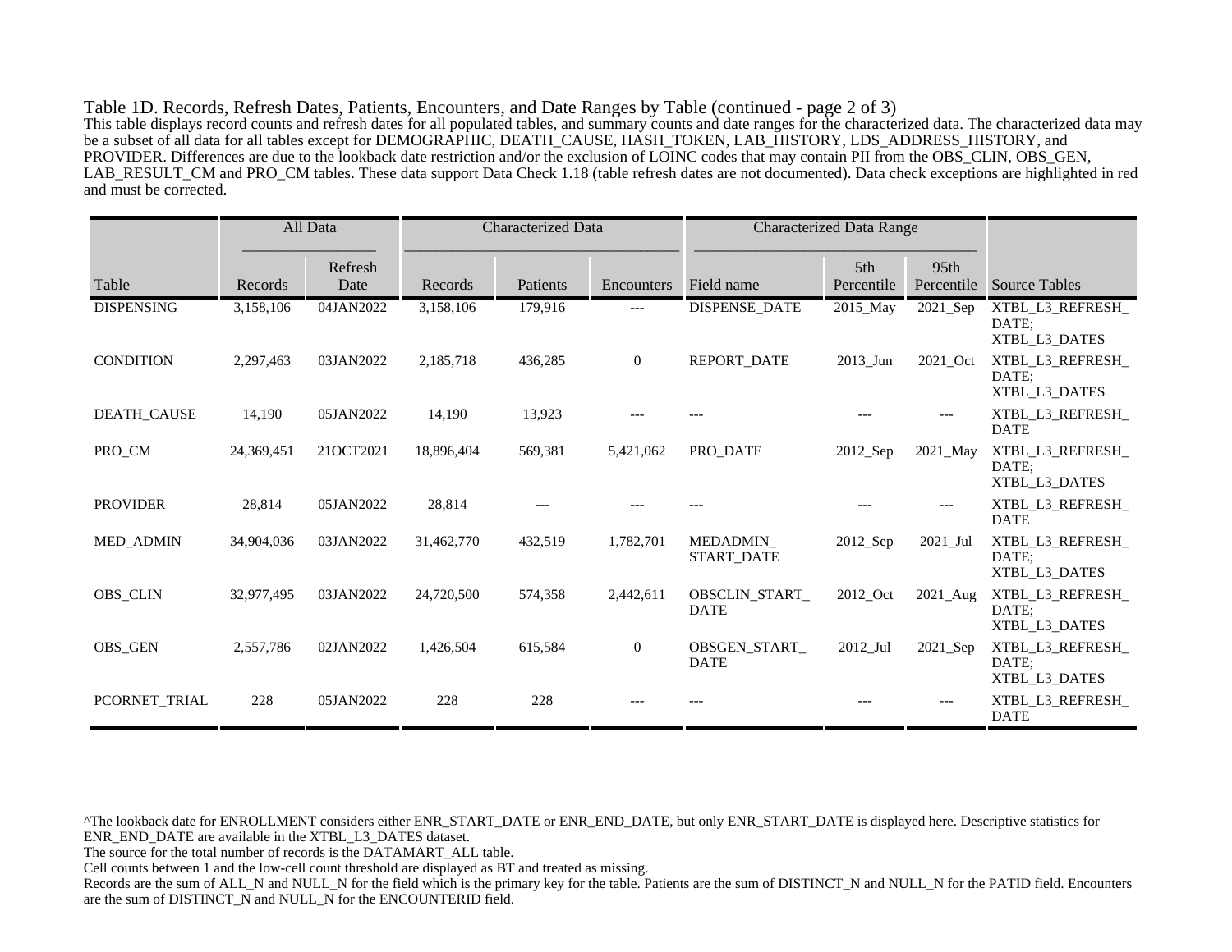Table 1D. Records, Refresh Dates, Patients, Encounters, and Date Ranges by Table (continued - page 2 of 3)

This table displays record counts and refresh dates for all populated tables, and summary counts and date ranges for the characterized data. The characterized data may be a subset of all data for all tables except for DEMOGRAPHIC, DEATH_CAUSE, HASH_TOKEN, LAB_HISTORY, LDS_ADDRESS_HISTORY, and PROVIDER. Differences are due to the lookback date restriction and/or the exclusion of LOINC codes that may contain PII from the OBS_CLIN, OBS_GEN, LAB_RESULT_CM and PRO_CM tables. These data support Data Check 1.18 (table refresh dates are not documented). Data check exceptions are highlighted in red and must be corrected.

| | All Data | | Characterized Data | | | Characterized Data Range | | | |
|---|---|---|---|---|---|---|---|---|---|
| Table | Records | Refresh Date | Records | Patients | Encounters | Field name | 5th Percentile | 95th Percentile | Source Tables |
| DISPENSING | 3,158,106 | 04JAN2022 | 3,158,106 | 179,916 | --- | DISPENSE_DATE | 2015_May | 2021_Sep | XTBL_L3_REFRESH_DATE; XTBL_L3_DATES |
| CONDITION | 2,297,463 | 03JAN2022 | 2,185,718 | 436,285 | 0 | REPORT_DATE | 2013_Jun | 2021_Oct | XTBL_L3_REFRESH_DATE; XTBL_L3_DATES |
| DEATH_CAUSE | 14,190 | 05JAN2022 | 14,190 | 13,923 | --- | --- | --- | --- | XTBL_L3_REFRESH_DATE |
| PRO_CM | 24,369,451 | 21OCT2021 | 18,896,404 | 569,381 | 5,421,062 | PRO_DATE | 2012_Sep | 2021_May | XTBL_L3_REFRESH_DATE; XTBL_L3_DATES |
| PROVIDER | 28,814 | 05JAN2022 | 28,814 | --- | --- | --- | --- | --- | XTBL_L3_REFRESH_DATE |
| MED_ADMIN | 34,904,036 | 03JAN2022 | 31,462,770 | 432,519 | 1,782,701 | MEDADMIN_START_DATE | 2012_Sep | 2021_Jul | XTBL_L3_REFRESH_DATE; XTBL_L3_DATES |
| OBS_CLIN | 32,977,495 | 03JAN2022 | 24,720,500 | 574,358 | 2,442,611 | OBSCLIN_START_DATE | 2012_Oct | 2021_Aug | XTBL_L3_REFRESH_DATE; XTBL_L3_DATES |
| OBS_GEN | 2,557,786 | 02JAN2022 | 1,426,504 | 615,584 | 0 | OBSGEN_START_DATE | 2012_Jul | 2021_Sep | XTBL_L3_REFRESH_DATE; XTBL_L3_DATES |
| PCORNET_TRIAL | 228 | 05JAN2022 | 228 | 228 | --- | --- | --- | --- | XTBL_L3_REFRESH_DATE |

^The lookback date for ENROLLMENT considers either ENR_START_DATE or ENR_END_DATE, but only ENR_START_DATE is displayed here. Descriptive statistics for ENR_END_DATE are available in the XTBL_L3_DATES dataset.

The source for the total number of records is the DATAMART_ALL table.

Cell counts between 1 and the low-cell count threshold are displayed as BT and treated as missing.

Records are the sum of ALL_N and NULL_N for the field which is the primary key for the table. Patients are the sum of DISTINCT_N and NULL_N for the PATID field. Encounters are the sum of DISTINCT_N and NULL_N for the ENCOUNTERID field.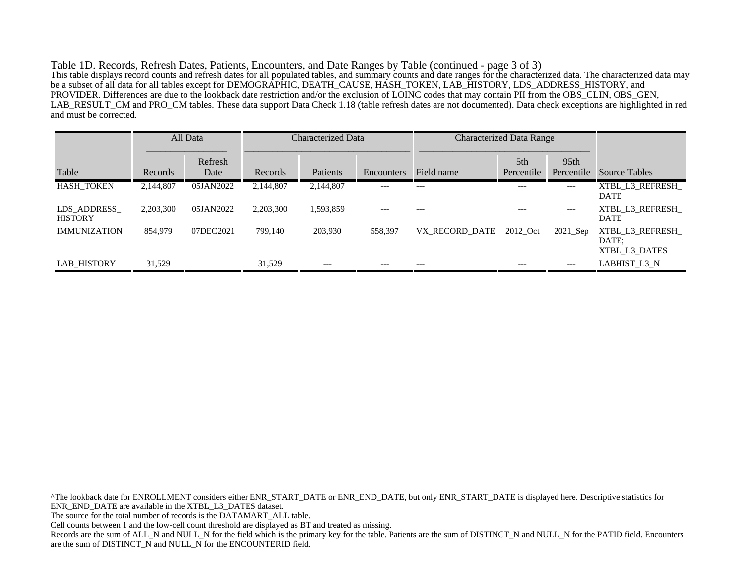Table 1D. Records, Refresh Dates, Patients, Encounters, and Date Ranges by Table (continued - page 3 of 3)

This table displays record counts and refresh dates for all populated tables, and summary counts and date ranges for the characterized data. The characterized data may be a subset of all data for all tables except for DEMOGRAPHIC, DEATH_CAUSE, HASH_TOKEN, LAB_HISTORY, LDS_ADDRESS_HISTORY, and PROVIDER. Differences are due to the lookback date restriction and/or the exclusion of LOINC codes that may contain PII from the OBS_CLIN, OBS_GEN, LAB_RESULT_CM and PRO_CM tables. These data support Data Check 1.18 (table refresh dates are not documented). Data check exceptions are highlighted in red and must be corrected.

| | All Data | | Characterized Data | | | Characterized Data Range | | | |
|---|---|---|---|---|---|---|---|---|---|
| Table | Records | Refresh Date | Records | Patients | Encounters | Field name | 5th Percentile | 95th Percentile | Source Tables |
| HASH_TOKEN | 2,144,807 | 05JAN2022 | 2,144,807 | 2,144,807 | --- | --- | --- | --- | XTBL_L3_REFRESH_DATE |
| LDS_ADDRESS_HISTORY | 2,203,300 | 05JAN2022 | 2,203,300 | 1,593,859 | --- | --- | --- | --- | XTBL_L3_REFRESH_DATE |
| IMMUNIZATION | 854,979 | 07DEC2021 | 799,140 | 203,930 | 558,397 | VX_RECORD_DATE | 2012_Oct | 2021_Sep | XTBL_L3_REFRESH_DATE; XTBL_L3_DATES |
| LAB_HISTORY | 31,529 | | 31,529 | --- | --- | --- | --- | --- | LABHIST_L3_N |

^The lookback date for ENROLLMENT considers either ENR_START_DATE or ENR_END_DATE, but only ENR_START_DATE is displayed here. Descriptive statistics for ENR_END_DATE are available in the XTBL_L3_DATES dataset.

The source for the total number of records is the DATAMART_ALL table.

Cell counts between 1 and the low-cell count threshold are displayed as BT and treated as missing.

Records are the sum of ALL_N and NULL_N for the field which is the primary key for the table. Patients are the sum of DISTINCT_N and NULL_N for the PATID field. Encounters are the sum of DISTINCT_N and NULL_N for the ENCOUNTERID field.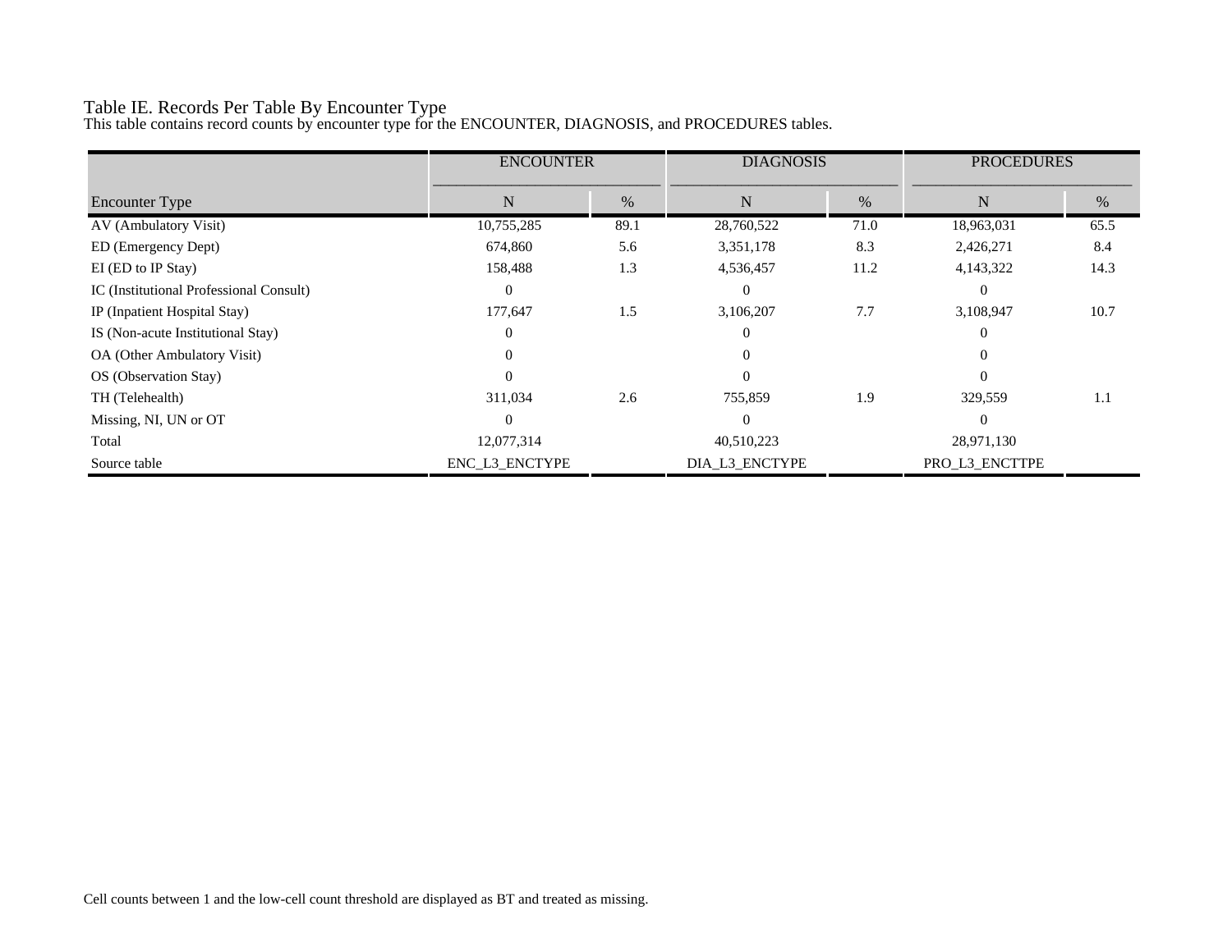Table IE. Records Per Table By Encounter Type

This table contains record counts by encounter type for the ENCOUNTER, DIAGNOSIS, and PROCEDURES tables.

| | ENCOUNTER | | DIAGNOSIS | | PROCEDURES | |
|---|---|---|---|---|---|---|
| Encounter Type | N | % | N | % | N | % |
| AV (Ambulatory Visit) | 10,755,285 | 89.1 | 28,760,522 | 71.0 | 18,963,031 | 65.5 |
| ED (Emergency Dept) | 674,860 | 5.6 | 3,351,178 | 8.3 | 2,426,271 | 8.4 |
| EI (ED to IP Stay) | 158,488 | 1.3 | 4,536,457 | 11.2 | 4,143,322 | 14.3 |
| IC (Institutional Professional Consult) | 0 | | 0 | | 0 | |
| IP (Inpatient Hospital Stay) | 177,647 | 1.5 | 3,106,207 | 7.7 | 3,108,947 | 10.7 |
| IS (Non-acute Institutional Stay) | 0 | | 0 | | 0 | |
| OA (Other Ambulatory Visit) | 0 | | 0 | | 0 | |
| OS (Observation Stay) | 0 | | 0 | | 0 | |
| TH (Telehealth) | 311,034 | 2.6 | 755,859 | 1.9 | 329,559 | 1.1 |
| Missing, NI, UN or OT | 0 | | 0 | | 0 | |
| Total | 12,077,314 | | 40,510,223 | | 28,971,130 | |
| Source table | ENC_L3_ENCTYPE | | DIA_L3_ENCTYPE | | PRO_L3_ENCTTPE | |

Cell counts between 1 and the low-cell count threshold are displayed as BT and treated as missing.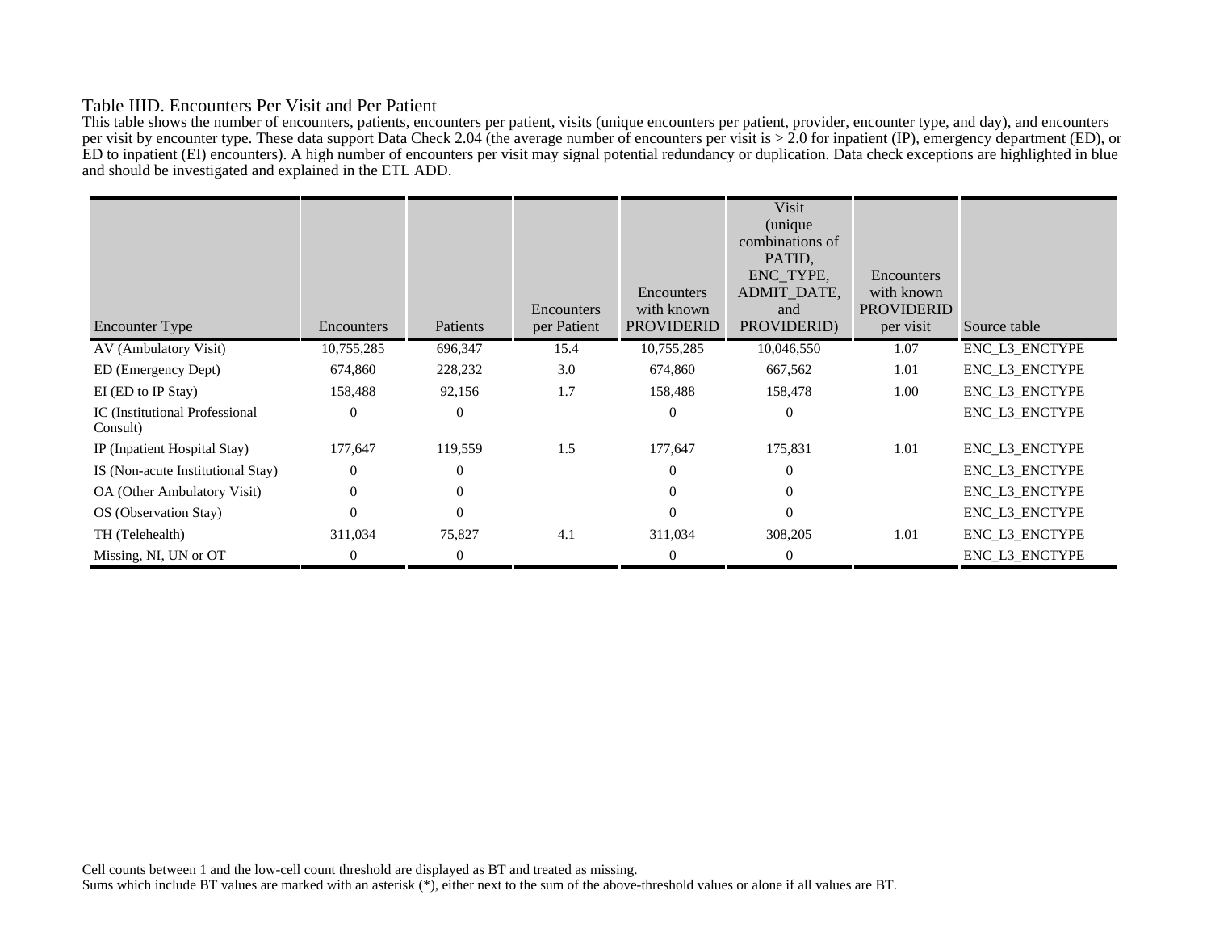Table IIID. Encounters Per Visit and Per Patient

This table shows the number of encounters, patients, encounters per patient, visits (unique encounters per patient, provider, encounter type, and day), and encounters per visit by encounter type. These data support Data Check 2.04 (the average number of encounters per visit is > 2.0 for inpatient (IP), emergency department (ED), or ED to inpatient (EI) encounters). A high number of encounters per visit may signal potential redundancy or duplication. Data check exceptions are highlighted in blue and should be investigated and explained in the ETL ADD.

| Encounter Type | Encounters | Patients | Encounters per Patient | Encounters with known PROVIDERID | Visit (unique combinations of PATID, ENC_TYPE, ADMIT_DATE, and PROVIDERID) | Encounters with known PROVIDERID per visit | Source table |
|---|---|---|---|---|---|---|---|
| AV (Ambulatory Visit) | 10,755,285 | 696,347 | 15.4 | 10,755,285 | 10,046,550 | 1.07 | ENC_L3_ENCTYPE |
| ED (Emergency Dept) | 674,860 | 228,232 | 3.0 | 674,860 | 667,562 | 1.01 | ENC_L3_ENCTYPE |
| EI (ED to IP Stay) | 158,488 | 92,156 | 1.7 | 158,488 | 158,478 | 1.00 | ENC_L3_ENCTYPE |
| IC (Institutional Professional Consult) | 0 | 0 | | 0 | 0 | | ENC_L3_ENCTYPE |
| IP (Inpatient Hospital Stay) | 177,647 | 119,559 | 1.5 | 177,647 | 175,831 | 1.01 | ENC_L3_ENCTYPE |
| IS (Non-acute Institutional Stay) | 0 | 0 | | 0 | 0 | | ENC_L3_ENCTYPE |
| OA (Other Ambulatory Visit) | 0 | 0 | | 0 | 0 | | ENC_L3_ENCTYPE |
| OS (Observation Stay) | 0 | 0 | | 0 | 0 | | ENC_L3_ENCTYPE |
| TH (Telehealth) | 311,034 | 75,827 | 4.1 | 311,034 | 308,205 | 1.01 | ENC_L3_ENCTYPE |
| Missing, NI, UN or OT | 0 | 0 | | 0 | 0 | | ENC_L3_ENCTYPE |

Cell counts between 1 and the low-cell count threshold are displayed as BT and treated as missing.
Sums which include BT values are marked with an asterisk (*), either next to the sum of the above-threshold values or alone if all values are BT.